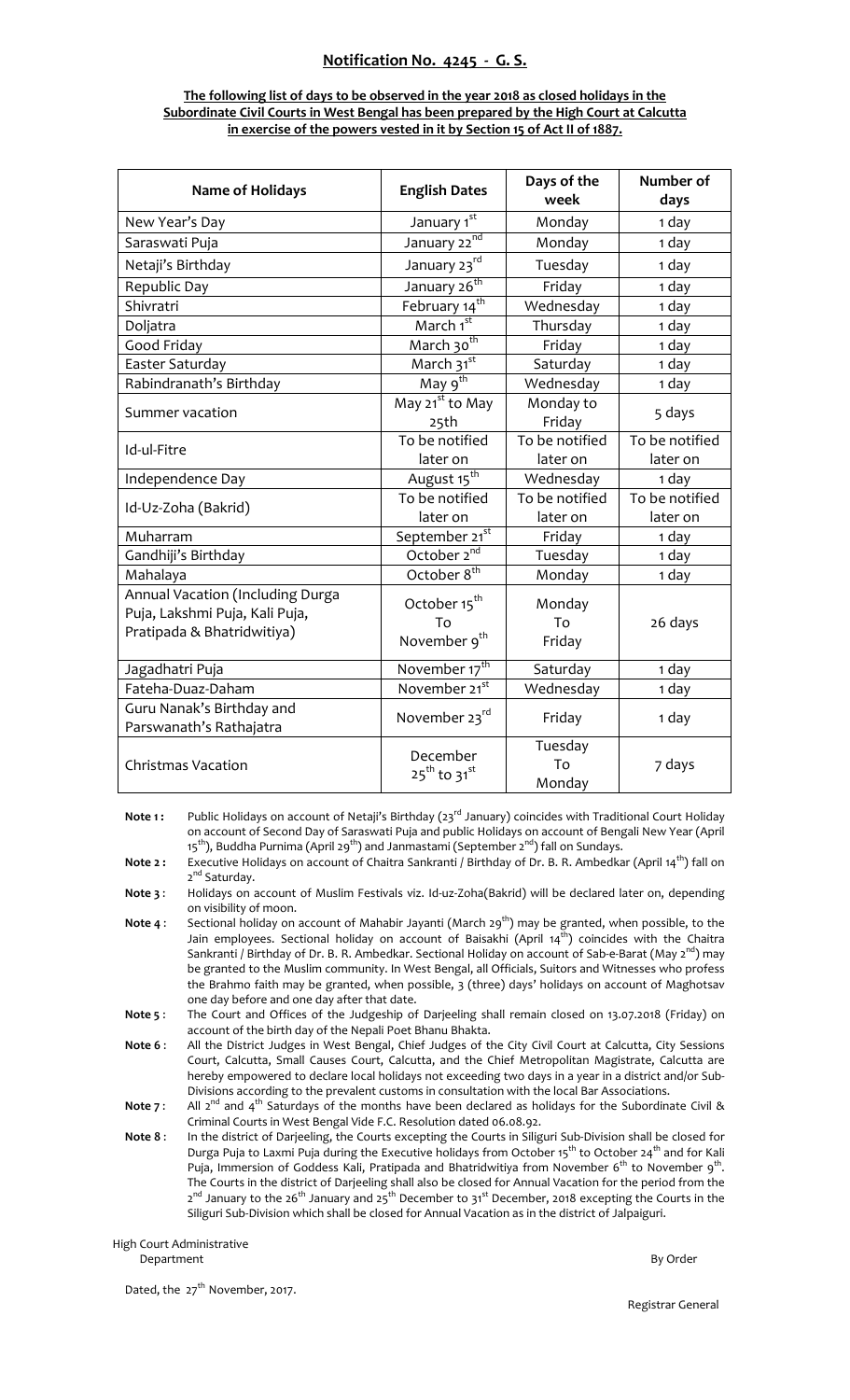## Notification No. 4245 - G. S.

**The following list of days to be observed in the year 2018 as closed holidays in the Subordinate Civil Courts in West Bengal has been prepared by the High Court at Calcutta in exercise of the powers vested in it by Section 15 of Act II of 1887.**

| Name of Holidays | English Dates | Days of the week | Number of days |
|---|---|---|---|
| New Year's Day | January 1st | Monday | 1 day |
| Saraswati Puja | January 22nd | Monday | 1 day |
| Netaji's Birthday | January 23rd | Tuesday | 1 day |
| Republic Day | January 26th | Friday | 1 day |
| Shivratri | February 14th | Wednesday | 1 day |
| Doljatra | March 1st | Thursday | 1 day |
| Good Friday | March 30th | Friday | 1 day |
| Easter Saturday | March 31st | Saturday | 1 day |
| Rabindranath's Birthday | May 9th | Wednesday | 1 day |
| Summer vacation | May 21st to May 25th | Monday to Friday | 5 days |
| Id-ul-Fitre | To be notified later on | To be notified later on | To be notified later on |
| Independence Day | August 15th | Wednesday | 1 day |
| Id-Uz-Zoha (Bakrid) | To be notified later on | To be notified later on | To be notified later on |
| Muharram | September 21st | Friday | 1 day |
| Gandhiji's Birthday | October 2nd | Tuesday | 1 day |
| Mahalaya | October 8th | Monday | 1 day |
| Annual Vacation (Including Durga Puja, Lakshmi Puja, Kali Puja, Pratipada & Bhatridwitiya) | October 15th To November 9th | Monday To Friday | 26 days |
| Jagadhatri Puja | November 17th | Saturday | 1 day |
| Fateha-Duaz-Daham | November 21st | Wednesday | 1 day |
| Guru Nanak's Birthday and Parswanath's Rathajatra | November 23rd | Friday | 1 day |
| Christmas Vacation | December 25th to 31st | Tuesday To Monday | 7 days |

**Note 1 :** Public Holidays on account of Netaji's Birthday (23rd January) coincides with Traditional Court Holiday on account of Second Day of Saraswati Puja and public Holidays on account of Bengali New Year (April 15th), Buddha Purnima (April 29th) and Janmastami (September 2nd) fall on Sundays.

**Note 2 :** Executive Holidays on account of Chaitra Sankranti / Birthday of Dr. B. R. Ambedkar (April 14th) fall on 2nd Saturday.

**Note 3 :** Holidays on account of Muslim Festivals viz. Id-uz-Zoha(Bakrid) will be declared later on, depending on visibility of moon.

**Note 4 :** Sectional holiday on account of Mahabir Jayanti (March 29th) may be granted, when possible, to the Jain employees. Sectional holiday on account of Baisakhi (April 14th) coincides with the Chaitra Sankranti / Birthday of Dr. B. R. Ambedkar. Sectional Holiday on account of Sab-e-Barat (May 2nd) may be granted to the Muslim community. In West Bengal, all Officials, Suitors and Witnesses who profess the Brahmo faith may be granted, when possible, 3 (three) days' holidays on account of Maghotsav one day before and one day after that date.

**Note 5 :** The Court and Offices of the Judgeship of Darjeeling shall remain closed on 13.07.2018 (Friday) on account of the birth day of the Nepali Poet Bhanu Bhakta.

**Note 6 :** All the District Judges in West Bengal, Chief Judges of the City Civil Court at Calcutta, City Sessions Court, Calcutta, Small Causes Court, Calcutta, and the Chief Metropolitan Magistrate, Calcutta are hereby empowered to declare local holidays not exceeding two days in a year in a district and/or Sub-Divisions according to the prevalent customs in consultation with the local Bar Associations.

**Note 7 :** All 2nd and 4th Saturdays of the months have been declared as holidays for the Subordinate Civil & Criminal Courts in West Bengal Vide F.C. Resolution dated 06.08.92.

**Note 8 :** In the district of Darjeeling, the Courts excepting the Courts in Siliguri Sub-Division shall be closed for Durga Puja to Laxmi Puja during the Executive holidays from October 15th to October 24th and for Kali Puja, Immersion of Goddess Kali, Pratipada and Bhatridwitiya from November 6th to November 9th. The Courts in the district of Darjeeling shall also be closed for Annual Vacation for the period from the 2nd January to the 26th January and 25th December to 31st December, 2018 excepting the Courts in the Siliguri Sub-Division which shall be closed for Annual Vacation as in the district of Jalpaiguri.

High Court Administrative Department

By Order

Dated, the 27th November, 2017.

Registrar General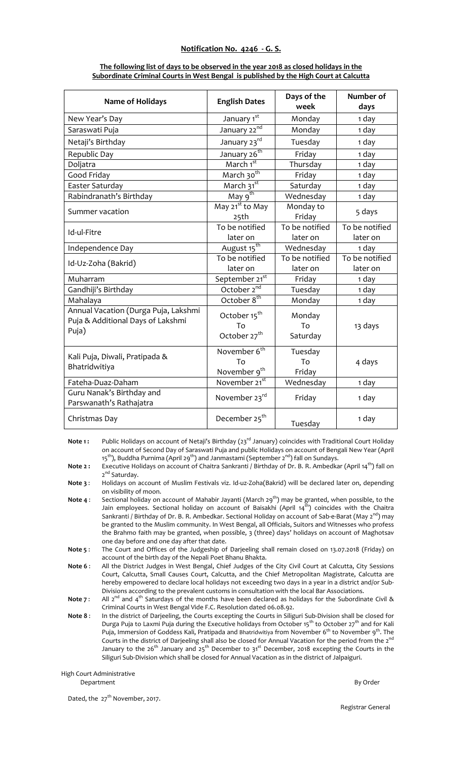**Notification No. 4246 - G. S.**

**The following list of days to be observed in the year 2018 as closed holidays in the Subordinate Criminal Courts in West Bengal is published by the High Court at Calcutta**

| Name of Holidays | English Dates | Days of the week | Number of days |
|---|---|---|---|
| New Year's Day | January 1st | Monday | 1 day |
| Saraswati Puja | January 22nd | Monday | 1 day |
| Netaji's Birthday | January 23rd | Tuesday | 1 day |
| Republic Day | January 26th | Friday | 1 day |
| Doljatra | March 1st | Thursday | 1 day |
| Good Friday | March 30th | Friday | 1 day |
| Easter Saturday | March 31st | Saturday | 1 day |
| Rabindranath's Birthday | May 9th | Wednesday | 1 day |
| Summer vacation | May 21st to May 25th | Monday to Friday | 5 days |
| Id-ul-Fitre | To be notified later on | To be notified later on | To be notified later on |
| Independence Day | August 15th | Wednesday | 1 day |
| Id-Uz-Zoha (Bakrid) | To be notified later on | To be notified later on | To be notified later on |
| Muharram | September 21st | Friday | 1 day |
| Gandhiji's Birthday | October 2nd | Tuesday | 1 day |
| Mahalaya | October 8th | Monday | 1 day |
| Annual Vacation (Durga Puja, Lakshmi Puja & Additional Days of Lakshmi Puja) | October 15th To October 27th | Monday To Saturday | 13 days |
| Kali Puja, Diwali, Pratipada & Bhatridwitiya | November 6th To November 9th | Tuesday To Friday | 4 days |
| Fateha-Duaz-Daham | November 21st | Wednesday | 1 day |
| Guru Nanak's Birthday and Parswanath's Rathajatra | November 23rd | Friday | 1 day |
| Christmas Day | December 25th | Tuesday | 1 day |

**Note 1 :** Public Holidays on account of Netaji's Birthday (23rd January) coincides with Traditional Court Holiday on account of Second Day of Saraswati Puja and public Holidays on account of Bengali New Year (April 15th), Buddha Purnima (April 29th) and Janmastami (September 2nd) fall on Sundays.

**Note 2 :** Executive Holidays on account of Chaitra Sankranti / Birthday of Dr. B. R. Ambedkar (April 14th) fall on 2nd Saturday.

**Note 3 :** Holidays on account of Muslim Festivals viz. Id-uz-Zoha(Bakrid) will be declared later on, depending on visibility of moon.

**Note 4 :** Sectional holiday on account of Mahabir Jayanti (March 29th) may be granted, when possible, to the Jain employees. Sectional holiday on account of Baisakhi (April 14th) coincides with the Chaitra Sankranti / Birthday of Dr. B. R. Ambedkar. Sectional Holiday on account of Sab-e-Barat (May 2nd) may be granted to the Muslim community. In West Bengal, all Officials, Suitors and Witnesses who profess the Brahmo faith may be granted, when possible, 3 (three) days' holidays on account of Maghotsav one day before and one day after that date.

**Note 5 :** The Court and Offices of the Judgeship of Darjeeling shall remain closed on 13.07.2018 (Friday) on account of the birth day of the Nepali Poet Bhanu Bhakta.

**Note 6 :** All the District Judges in West Bengal, Chief Judges of the City Civil Court at Calcutta, City Sessions Court, Calcutta, Small Causes Court, Calcutta, and the Chief Metropolitan Magistrate, Calcutta are hereby empowered to declare local holidays not exceeding two days in a year in a district and/or Sub-Divisions according to the prevalent customs in consultation with the local Bar Associations.

**Note 7 :** All 2nd and 4th Saturdays of the months have been declared as holidays for the Subordinate Civil & Criminal Courts in West Bengal Vide F.C. Resolution dated 06.08.92.

**Note 8 :** In the district of Darjeeling, the Courts excepting the Courts in Siliguri Sub-Division shall be closed for Durga Puja to Laxmi Puja during the Executive holidays from October 15th to October 27th and for Kali Puja, Immersion of Goddess Kali, Pratipada and Bhatridwitiya from November 6th to November 9th. The Courts in the district of Darjeeling shall also be closed for Annual Vacation for the period from the 2nd January to the 26th January and 25th December to 31st December, 2018 excepting the Courts in the Siliguri Sub-Division which shall be closed for Annual Vacation as in the district of Jalpaiguri.

High Court Administrative Department

By Order

Dated, the 27th November, 2017.

Registrar General